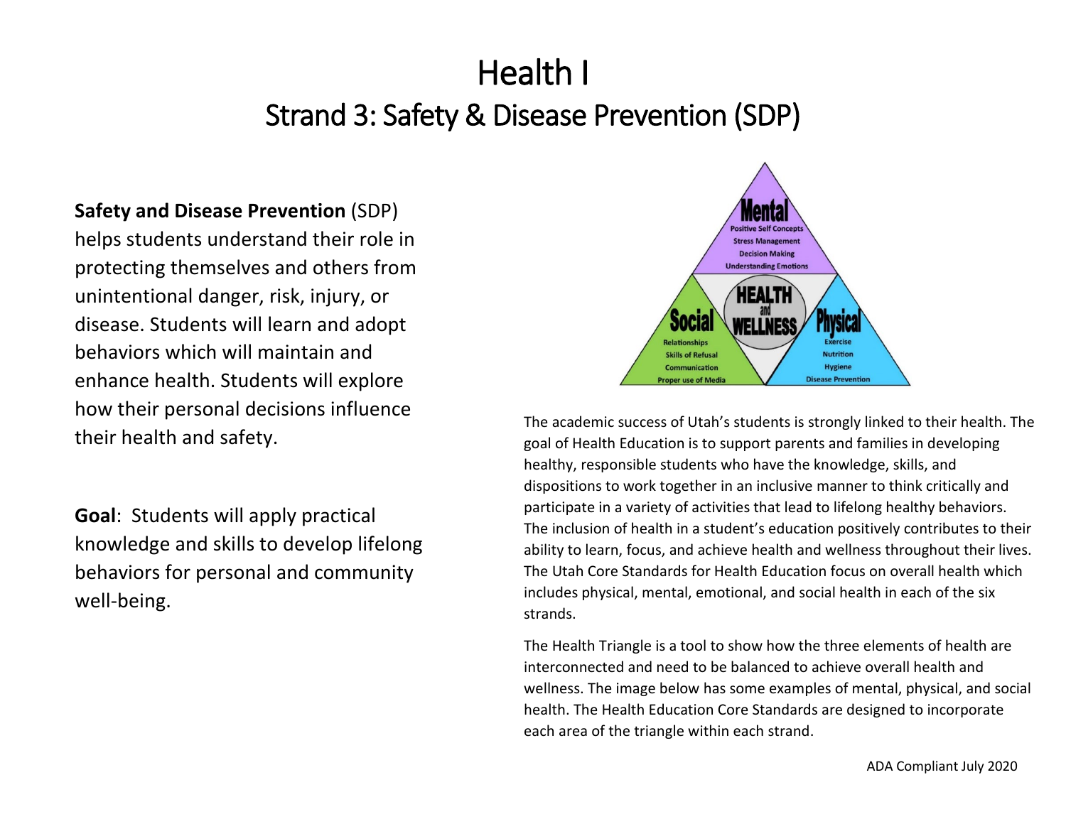# Health I

## Strand 3: Safety & Disease Prevention (SDP)

**Safety and Disease Prevention** (SDP) helps students understand their role in protecting themselves and others from unintentional danger, risk, injury, or disease. Students will learn and adopt behaviors which will maintain and enhance health. Students will explore how their personal decisions influence their health and safety.

**Goal**: Students will apply practical knowledge and skills to develop lifelong behaviors for personal and community well-being.

Mental
- Positive Self Concepts
- Stress Management
- Decision Making
- Understanding Emotions

HEALTH and WELLNESS

Social
- Relationships
- Skills of Refusal
- Communication
- Proper use of Media

Physical
- Exercise
- Nutrition
- Hygiene
- Disease Prevention

The academic success of Utah's students is strongly linked to their health. The goal of Health Education is to support parents and families in developing healthy, responsible students who have the knowledge, skills, and dispositions to work together in an inclusive manner to think critically and participate in a variety of activities that lead to lifelong healthy behaviors. The inclusion of health in a student's education positively contributes to their ability to learn, focus, and achieve health and wellness throughout their lives. The Utah Core Standards for Health Education focus on overall health which includes physical, mental, emotional, and social health in each of the six strands.

The Health Triangle is a tool to show how the three elements of health are interconnected and need to be balanced to achieve overall health and wellness. The image below has some examples of mental, physical, and social health. The Health Education Core Standards are designed to incorporate each area of the triangle within each strand.

ADA Compliant July 2020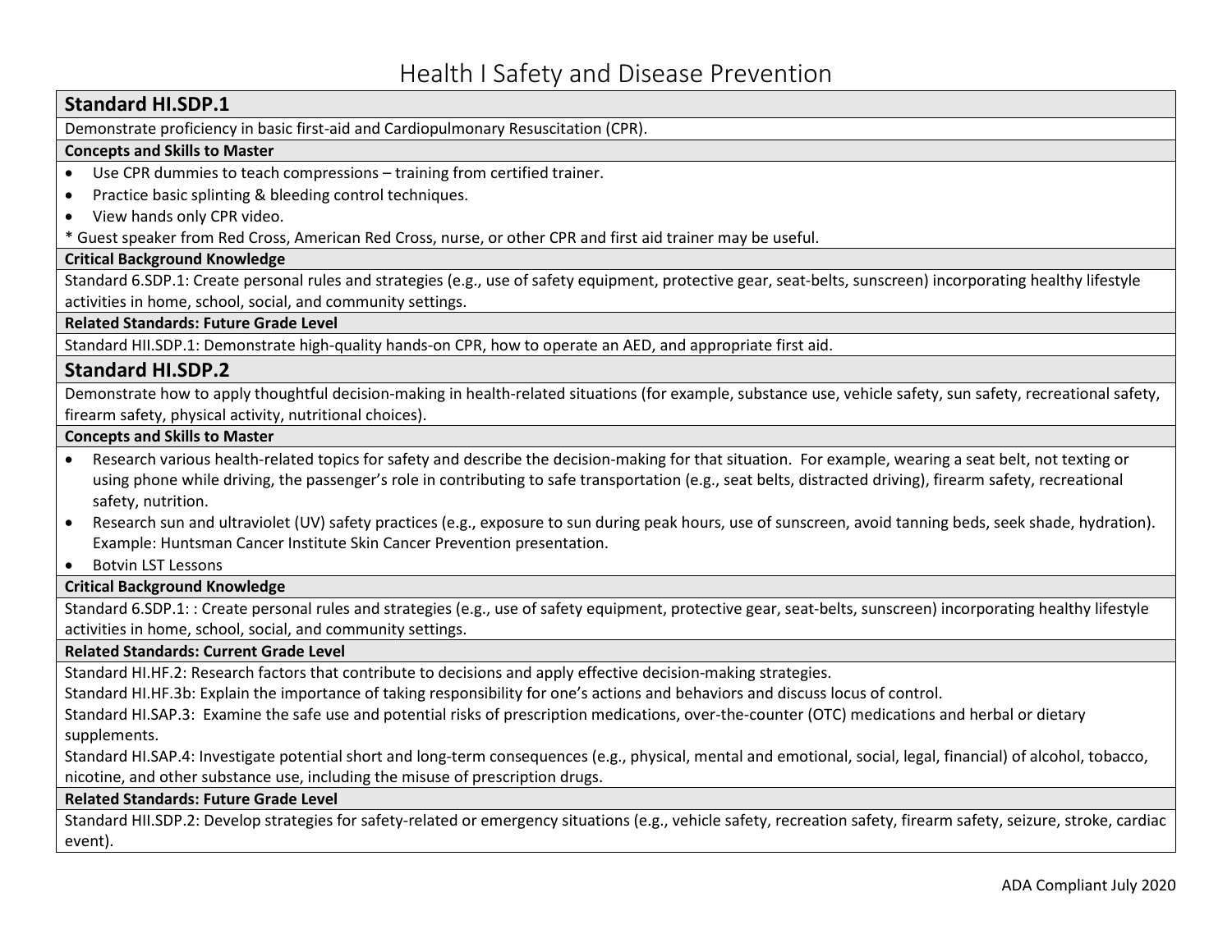# Health I Safety and Disease Prevention

## Standard HI.SDP.1

Demonstrate proficiency in basic first-aid and Cardiopulmonary Resuscitation (CPR).

**Concepts and Skills to Master**

- Use CPR dummies to teach compressions – training from certified trainer.
- Practice basic splinting & bleeding control techniques.
- View hands only CPR video.

* Guest speaker from Red Cross, American Red Cross, nurse, or other CPR and first aid trainer may be useful.

**Critical Background Knowledge**

Standard 6.SDP.1: Create personal rules and strategies (e.g., use of safety equipment, protective gear, seat-belts, sunscreen) incorporating healthy lifestyle activities in home, school, social, and community settings.

**Related Standards: Future Grade Level**

Standard HII.SDP.1: Demonstrate high-quality hands-on CPR, how to operate an AED, and appropriate first aid.

## Standard HI.SDP.2

Demonstrate how to apply thoughtful decision-making in health-related situations (for example, substance use, vehicle safety, sun safety, recreational safety, firearm safety, physical activity, nutritional choices).

**Concepts and Skills to Master**

- Research various health-related topics for safety and describe the decision-making for that situation. For example, wearing a seat belt, not texting or using phone while driving, the passenger's role in contributing to safe transportation (e.g., seat belts, distracted driving), firearm safety, recreational safety, nutrition.
- Research sun and ultraviolet (UV) safety practices (e.g., exposure to sun during peak hours, use of sunscreen, avoid tanning beds, seek shade, hydration). Example: Huntsman Cancer Institute Skin Cancer Prevention presentation.
- Botvin LST Lessons

**Critical Background Knowledge**

Standard 6.SDP.1: : Create personal rules and strategies (e.g., use of safety equipment, protective gear, seat-belts, sunscreen) incorporating healthy lifestyle activities in home, school, social, and community settings.

**Related Standards: Current Grade Level**

Standard HI.HF.2: Research factors that contribute to decisions and apply effective decision-making strategies.

Standard HI.HF.3b: Explain the importance of taking responsibility for one's actions and behaviors and discuss locus of control.

Standard HI.SAP.3: Examine the safe use and potential risks of prescription medications, over-the-counter (OTC) medications and herbal or dietary supplements.

Standard HI.SAP.4: Investigate potential short and long-term consequences (e.g., physical, mental and emotional, social, legal, financial) of alcohol, tobacco, nicotine, and other substance use, including the misuse of prescription drugs.

**Related Standards: Future Grade Level**

Standard HII.SDP.2: Develop strategies for safety-related or emergency situations (e.g., vehicle safety, recreation safety, firearm safety, seizure, stroke, cardiac event).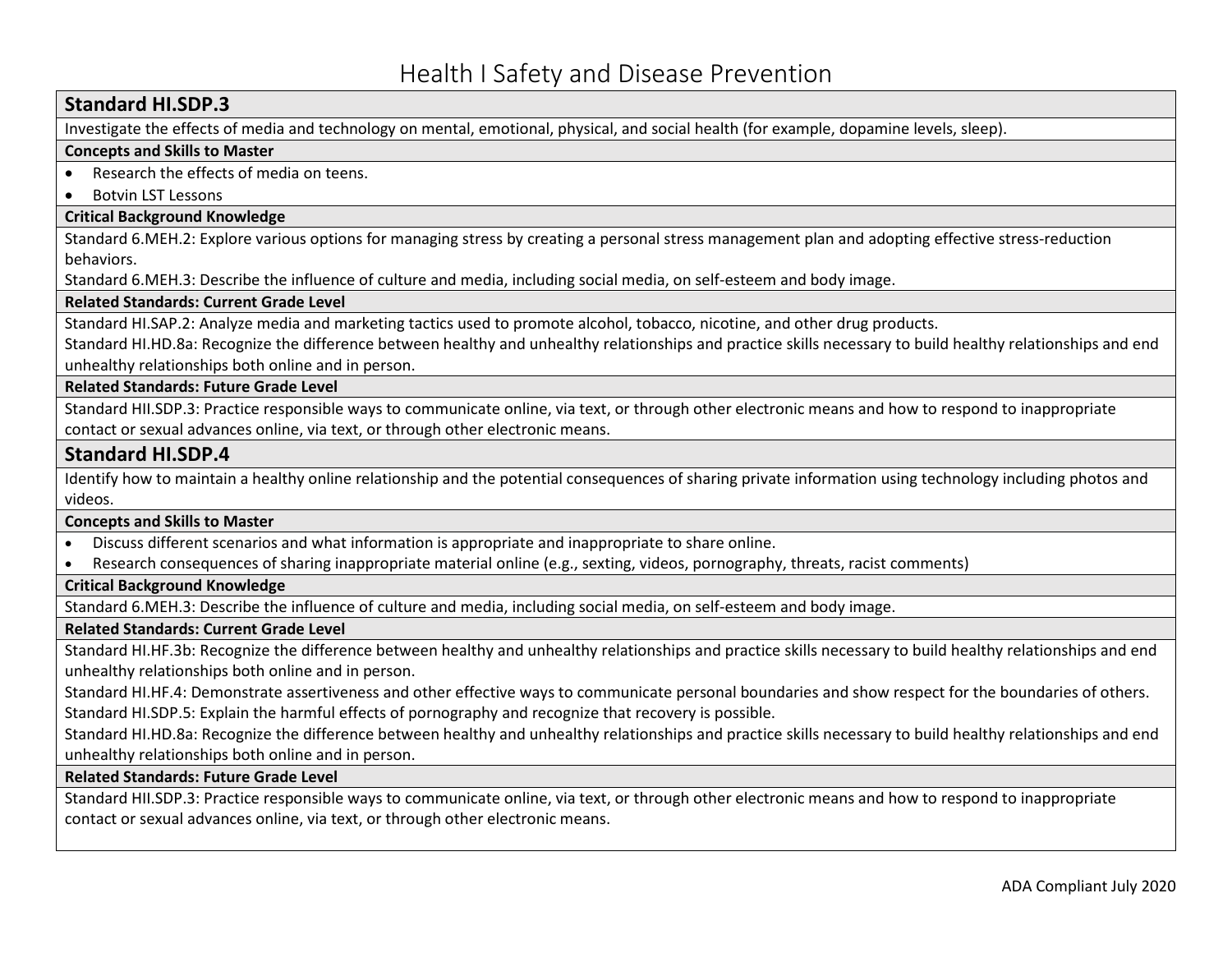# Health I Safety and Disease Prevention

## Standard HI.SDP.3

Investigate the effects of media and technology on mental, emotional, physical, and social health (for example, dopamine levels, sleep).

**Concepts and Skills to Master**

- Research the effects of media on teens.
- Botvin LST Lessons

**Critical Background Knowledge**

Standard 6.MEH.2: Explore various options for managing stress by creating a personal stress management plan and adopting effective stress-reduction behaviors.

Standard 6.MEH.3: Describe the influence of culture and media, including social media, on self-esteem and body image.

**Related Standards: Current Grade Level**

Standard HI.SAP.2: Analyze media and marketing tactics used to promote alcohol, tobacco, nicotine, and other drug products.

Standard HI.HD.8a: Recognize the difference between healthy and unhealthy relationships and practice skills necessary to build healthy relationships and end unhealthy relationships both online and in person.

**Related Standards: Future Grade Level**

Standard HII.SDP.3: Practice responsible ways to communicate online, via text, or through other electronic means and how to respond to inappropriate contact or sexual advances online, via text, or through other electronic means.

## Standard HI.SDP.4

Identify how to maintain a healthy online relationship and the potential consequences of sharing private information using technology including photos and videos.

**Concepts and Skills to Master**

- Discuss different scenarios and what information is appropriate and inappropriate to share online.
- Research consequences of sharing inappropriate material online (e.g., sexting, videos, pornography, threats, racist comments)

**Critical Background Knowledge**

Standard 6.MEH.3: Describe the influence of culture and media, including social media, on self-esteem and body image.

**Related Standards: Current Grade Level**

Standard HI.HF.3b: Recognize the difference between healthy and unhealthy relationships and practice skills necessary to build healthy relationships and end unhealthy relationships both online and in person.

Standard HI.HF.4: Demonstrate assertiveness and other effective ways to communicate personal boundaries and show respect for the boundaries of others.

Standard HI.SDP.5: Explain the harmful effects of pornography and recognize that recovery is possible.

Standard HI.HD.8a: Recognize the difference between healthy and unhealthy relationships and practice skills necessary to build healthy relationships and end unhealthy relationships both online and in person.

**Related Standards: Future Grade Level**

Standard HII.SDP.3: Practice responsible ways to communicate online, via text, or through other electronic means and how to respond to inappropriate contact or sexual advances online, via text, or through other electronic means.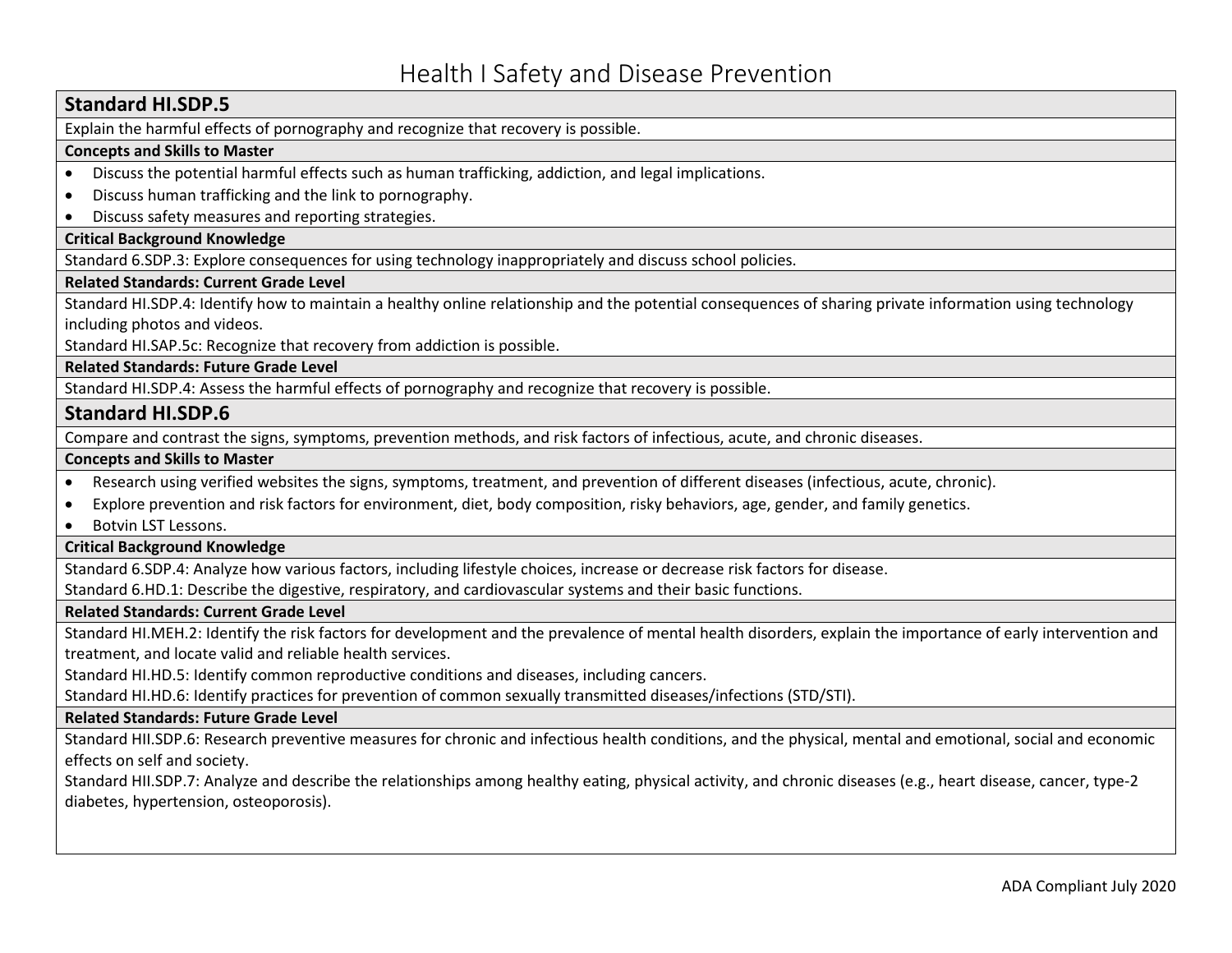# Health I Safety and Disease Prevention

## Standard HI.SDP.5

Explain the harmful effects of pornography and recognize that recovery is possible.

**Concepts and Skills to Master**

- Discuss the potential harmful effects such as human trafficking, addiction, and legal implications.
- Discuss human trafficking and the link to pornography.
- Discuss safety measures and reporting strategies.

**Critical Background Knowledge**

Standard 6.SDP.3: Explore consequences for using technology inappropriately and discuss school policies.

**Related Standards: Current Grade Level**

Standard HI.SDP.4: Identify how to maintain a healthy online relationship and the potential consequences of sharing private information using technology including photos and videos.

Standard HI.SAP.5c: Recognize that recovery from addiction is possible.

**Related Standards: Future Grade Level**

Standard HI.SDP.4: Assess the harmful effects of pornography and recognize that recovery is possible.

## Standard HI.SDP.6

Compare and contrast the signs, symptoms, prevention methods, and risk factors of infectious, acute, and chronic diseases.

**Concepts and Skills to Master**

- Research using verified websites the signs, symptoms, treatment, and prevention of different diseases (infectious, acute, chronic).
- Explore prevention and risk factors for environment, diet, body composition, risky behaviors, age, gender, and family genetics.
- Botvin LST Lessons.

**Critical Background Knowledge**

Standard 6.SDP.4: Analyze how various factors, including lifestyle choices, increase or decrease risk factors for disease.

Standard 6.HD.1: Describe the digestive, respiratory, and cardiovascular systems and their basic functions.

**Related Standards: Current Grade Level**

Standard HI.MEH.2: Identify the risk factors for development and the prevalence of mental health disorders, explain the importance of early intervention and treatment, and locate valid and reliable health services.

Standard HI.HD.5: Identify common reproductive conditions and diseases, including cancers.

Standard HI.HD.6: Identify practices for prevention of common sexually transmitted diseases/infections (STD/STI).

**Related Standards: Future Grade Level**

Standard HII.SDP.6: Research preventive measures for chronic and infectious health conditions, and the physical, mental and emotional, social and economic effects on self and society.

Standard HII.SDP.7: Analyze and describe the relationships among healthy eating, physical activity, and chronic diseases (e.g., heart disease, cancer, type-2 diabetes, hypertension, osteoporosis).

ADA Compliant July 2020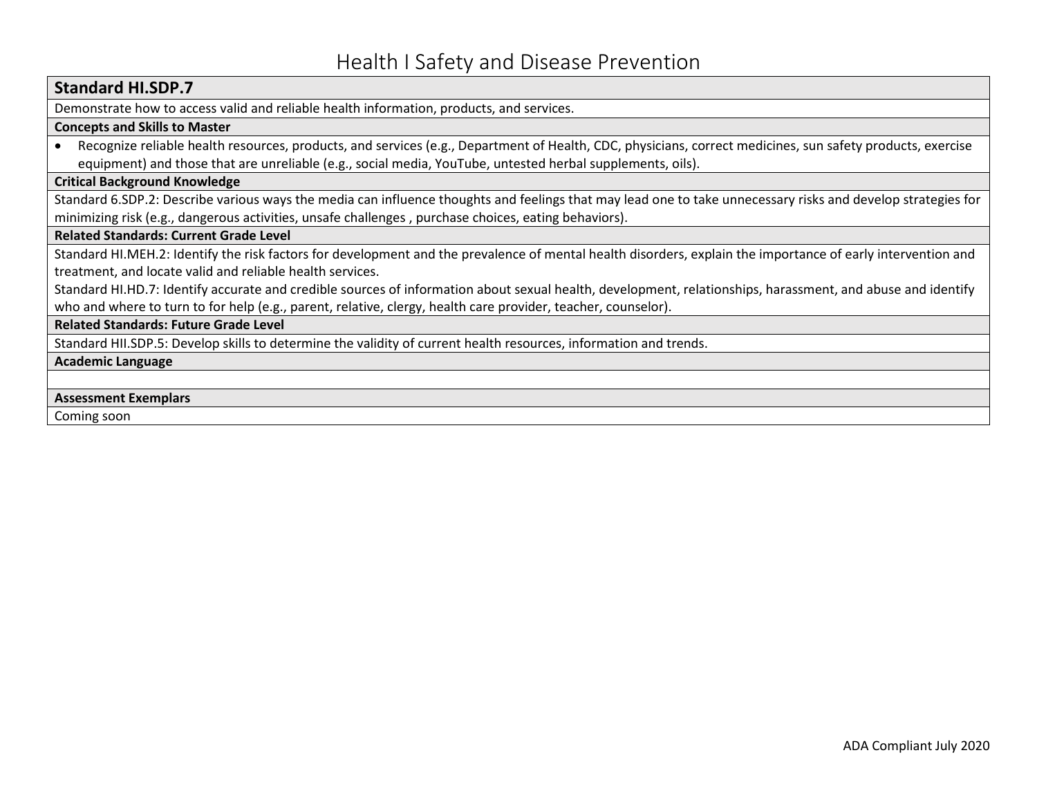# Health I Safety and Disease Prevention

## Standard HI.SDP.7

Demonstrate how to access valid and reliable health information, products, and services.

**Concepts and Skills to Master**

- Recognize reliable health resources, products, and services (e.g., Department of Health, CDC, physicians, correct medicines, sun safety products, exercise equipment) and those that are unreliable (e.g., social media, YouTube, untested herbal supplements, oils).

**Critical Background Knowledge**

Standard 6.SDP.2: Describe various ways the media can influence thoughts and feelings that may lead one to take unnecessary risks and develop strategies for minimizing risk (e.g., dangerous activities, unsafe challenges , purchase choices, eating behaviors).

**Related Standards: Current Grade Level**

Standard HI.MEH.2: Identify the risk factors for development and the prevalence of mental health disorders, explain the importance of early intervention and treatment, and locate valid and reliable health services.

Standard HI.HD.7: Identify accurate and credible sources of information about sexual health, development, relationships, harassment, and abuse and identify who and where to turn to for help (e.g., parent, relative, clergy, health care provider, teacher, counselor).

**Related Standards: Future Grade Level**

Standard HII.SDP.5: Develop skills to determine the validity of current health resources, information and trends.

**Academic Language**

**Assessment Exemplars**

Coming soon

ADA Compliant July 2020